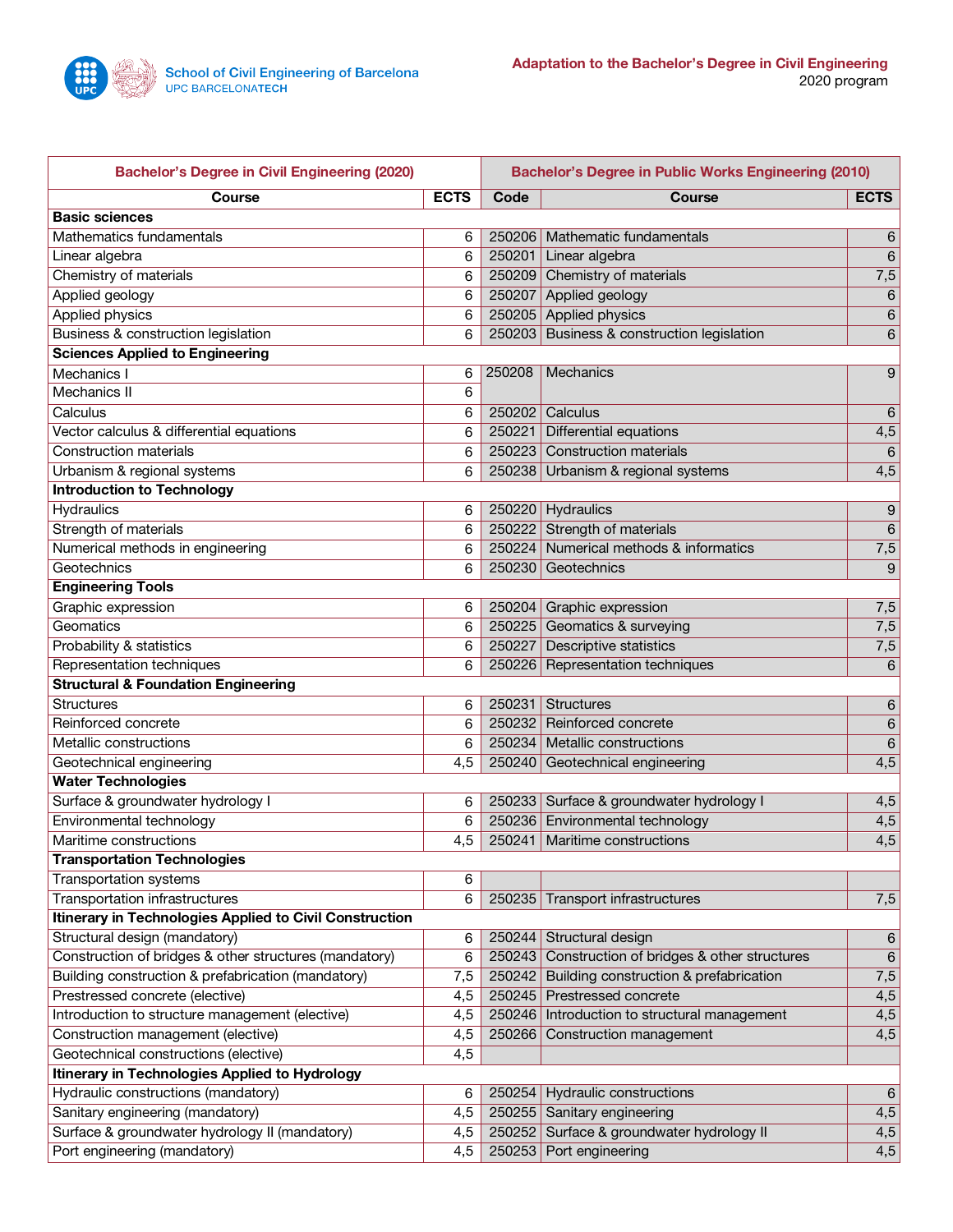School of Civil Engineering of Barcelona
UPC BARCELONATECH

**Adaptation to the Bachelor's Degree in Civil Engineering**
2020 program

| Bachelor's Degree in Civil Engineering (2020) | | Bachelor's Degree in Public Works Engineering (2010) | | |
|---|---|---|---|---|
| Course | ECTS | Code | Course | ECTS |
| **Basic sciences** | | | | |
| Mathematics fundamentals | 6 | 250206 | Mathematic fundamentals | 6 |
| Linear algebra | 6 | 250201 | Linear algebra | 6 |
| Chemistry of materials | 6 | 250209 | Chemistry of materials | 7,5 |
| Applied geology | 6 | 250207 | Applied geology | 6 |
| Applied physics | 6 | 250205 | Applied physics | 6 |
| Business & construction legislation | 6 | 250203 | Business & construction legislation | 6 |
| **Sciences Applied to Engineering** | | | | |
| Mechanics I | 6 | 250208 | Mechanics | 9 |
| Mechanics II | 6 | | | |
| Calculus | 6 | 250202 | Calculus | 6 |
| Vector calculus & differential equations | 6 | 250221 | Differential equations | 4,5 |
| Construction materials | 6 | 250223 | Construction materials | 6 |
| Urbanism & regional systems | 6 | 250238 | Urbanism & regional systems | 4,5 |
| **Introduction to Technology** | | | | |
| Hydraulics | 6 | 250220 | Hydraulics | 9 |
| Strength of materials | 6 | 250222 | Strength of materials | 6 |
| Numerical methods in engineering | 6 | 250224 | Numerical methods & informatics | 7,5 |
| Geotechnics | 6 | 250230 | Geotechnics | 9 |
| **Engineering Tools** | | | | |
| Graphic expression | 6 | 250204 | Graphic expression | 7,5 |
| Geomatics | 6 | 250225 | Geomatics & surveying | 7,5 |
| Probability & statistics | 6 | 250227 | Descriptive statistics | 7,5 |
| Representation techniques | 6 | 250226 | Representation techniques | 6 |
| **Structural & Foundation Engineering** | | | | |
| Structures | 6 | 250231 | Structures | 6 |
| Reinforced concrete | 6 | 250232 | Reinforced concrete | 6 |
| Metallic constructions | 6 | 250234 | Metallic constructions | 6 |
| Geotechnical engineering | 4,5 | 250240 | Geotechnical engineering | 4,5 |
| **Water Technologies** | | | | |
| Surface & groundwater hydrology I | 6 | 250233 | Surface & groundwater hydrology I | 4,5 |
| Environmental technology | 6 | 250236 | Environmental technology | 4,5 |
| Maritime constructions | 4,5 | 250241 | Maritime constructions | 4,5 |
| **Transportation Technologies** | | | | |
| Transportation systems | 6 | | | |
| Transportation infrastructures | 6 | 250235 | Transport infrastructures | 7,5 |
| **Itinerary in Technologies Applied to Civil Construction** | | | | |
| Structural design (mandatory) | 6 | 250244 | Structural design | 6 |
| Construction of bridges & other structures (mandatory) | 6 | 250243 | Construction of bridges & other structures | 6 |
| Building construction & prefabrication (mandatory) | 7,5 | 250242 | Building construction & prefabrication | 7,5 |
| Prestressed concrete (elective) | 4,5 | 250245 | Prestressed concrete | 4,5 |
| Introduction to structure management (elective) | 4,5 | 250246 | Introduction to structural management | 4,5 |
| Construction management (elective) | 4,5 | 250266 | Construction management | 4,5 |
| Geotechnical constructions (elective) | 4,5 | | | |
| **Itinerary in Technologies Applied to Hydrology** | | | | |
| Hydraulic constructions (mandatory) | 6 | 250254 | Hydraulic constructions | 6 |
| Sanitary engineering (mandatory) | 4,5 | 250255 | Sanitary engineering | 4,5 |
| Surface & groundwater hydrology II (mandatory) | 4,5 | 250252 | Surface & groundwater hydrology II | 4,5 |
| Port engineering (mandatory) | 4,5 | 250253 | Port engineering | 4,5 |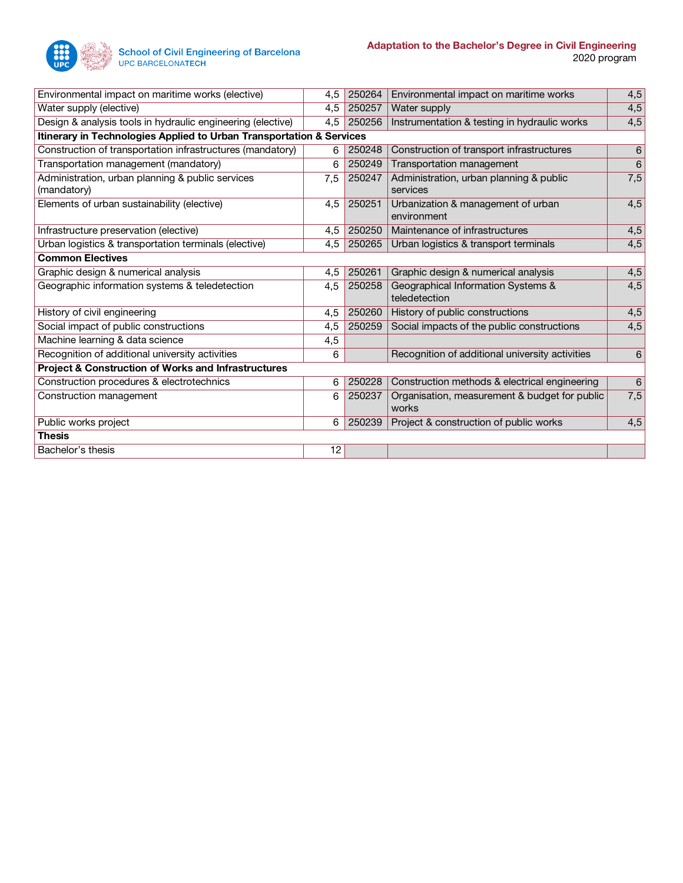| | | | | |
|---|---|---|---|---|
| Environmental impact on maritime works (elective) | 4,5 | 250264 | Environmental impact on maritime works | 4,5 |
| Water supply (elective) | 4,5 | 250257 | Water supply | 4,5 |
| Design & analysis tools in hydraulic engineering (elective) | 4,5 | 250256 | Instrumentation & testing in hydraulic works | 4,5 |
| **Itinerary in Technologies Applied to Urban Transportation & Services** | | | | |
| Construction of transportation infrastructures (mandatory) | 6 | 250248 | Construction of transport infrastructures | 6 |
| Transportation management (mandatory) | 6 | 250249 | Transportation management | 6 |
| Administration, urban planning & public services (mandatory) | 7,5 | 250247 | Administration, urban planning & public services | 7,5 |
| Elements of urban sustainability (elective) | 4,5 | 250251 | Urbanization & management of urban environment | 4,5 |
| Infrastructure preservation (elective) | 4,5 | 250250 | Maintenance of infrastructures | 4,5 |
| Urban logistics & transportation terminals (elective) | 4,5 | 250265 | Urban logistics & transport terminals | 4,5 |
| **Common Electives** | | | | |
| Graphic design & numerical analysis | 4,5 | 250261 | Graphic design & numerical analysis | 4,5 |
| Geographic information systems & teledetection | 4,5 | 250258 | Geographical Information Systems & teledetection | 4,5 |
| History of civil engineering | 4,5 | 250260 | History of public constructions | 4,5 |
| Social impact of public constructions | 4,5 | 250259 | Social impacts of the public constructions | 4,5 |
| Machine learning & data science | 4,5 | | | |
| Recognition of additional university activities | 6 | | Recognition of additional university activities | 6 |
| **Project & Construction of Works and Infrastructures** | | | | |
| Construction procedures & electrotechnics | 6 | 250228 | Construction methods & electrical engineering | 6 |
| Construction management | 6 | 250237 | Organisation, measurement & budget for public works | 7,5 |
| Public works project | 6 | 250239 | Project & construction of public works | 4,5 |
| **Thesis** | | | | |
| Bachelor's thesis | 12 | | | |